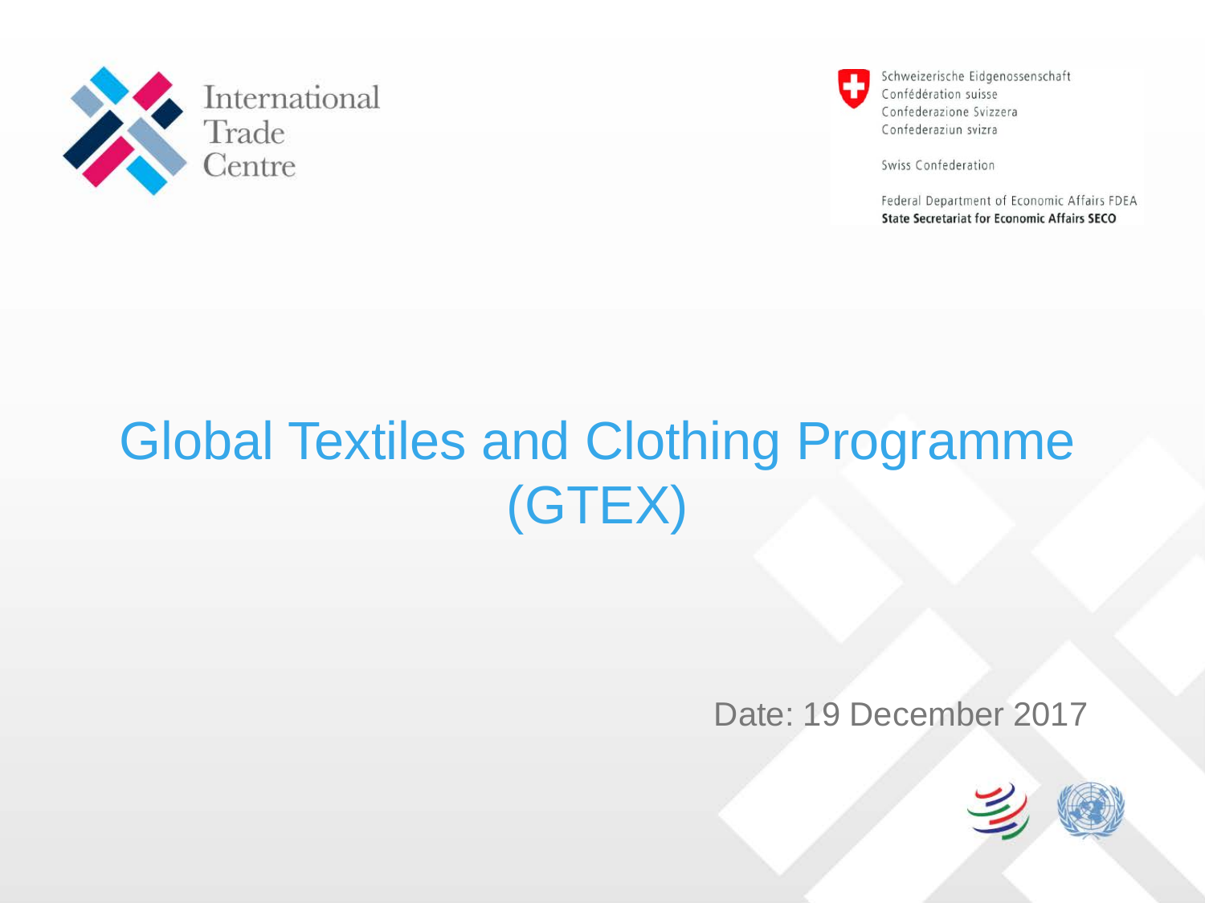International Trade Centre

Schweizerische Eidgenossenschaft
Confédération suisse
Confederazione Svizzera
Confederaziun svizra

Swiss Confederation

Federal Department of Economic Affairs FDEA
**State Secretariat for Economic Affairs SECO**

# Global Textiles and Clothing Programme (GTEX)

Date: 19 December 2017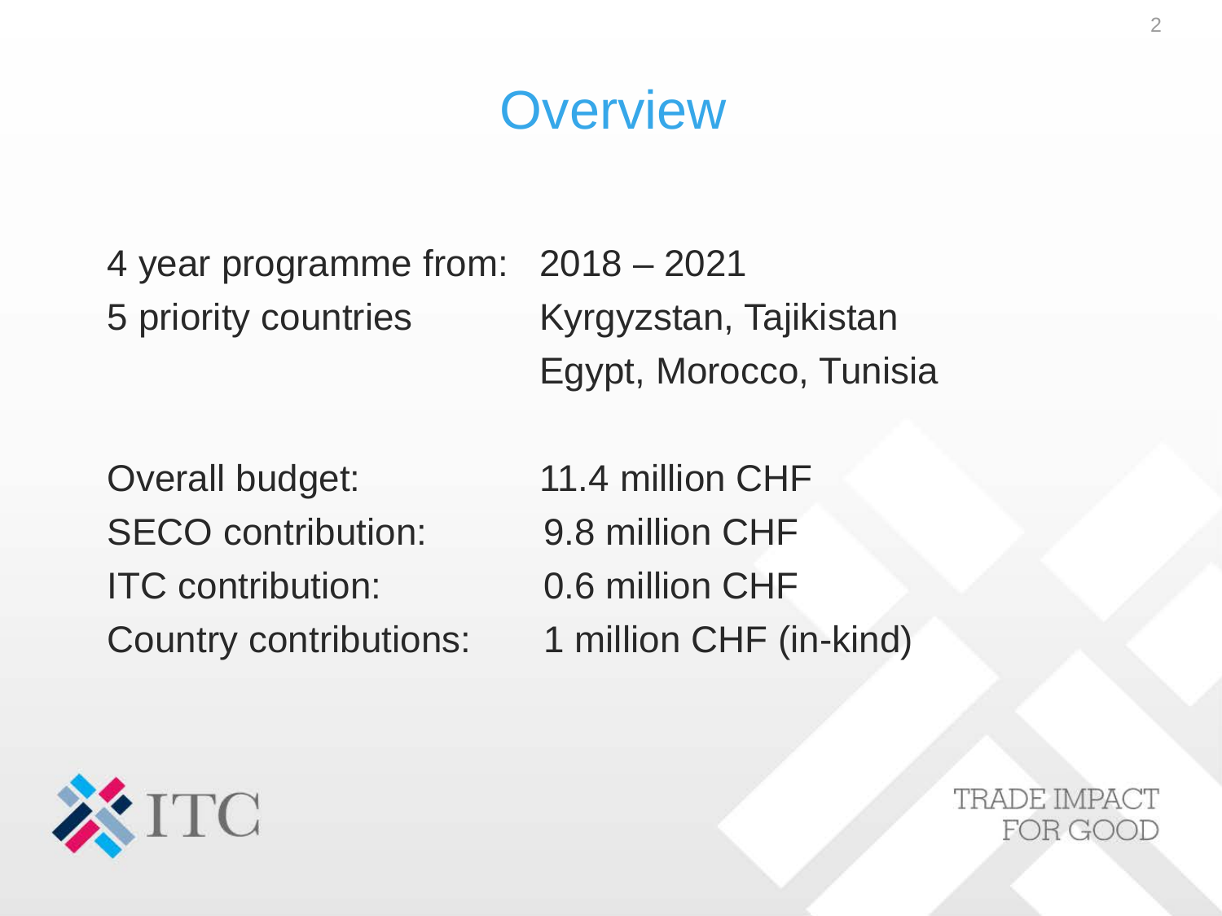# Overview

| | |
|---|---|
| 4 year programme from: | 2018 – 2021 |
| 5 priority countries | Kyrgyzstan, Tajikistan<br>Egypt, Morocco, Tunisia |

| | |
|---|---|
| Overall budget: | 11.4 million CHF |
| SECO contribution: | 9.8 million CHF |
| ITC contribution: | 0.6 million CHF |
| Country contributions: | 1 million CHF (in-kind) |

ITC

TRADE IMPACT FOR GOOD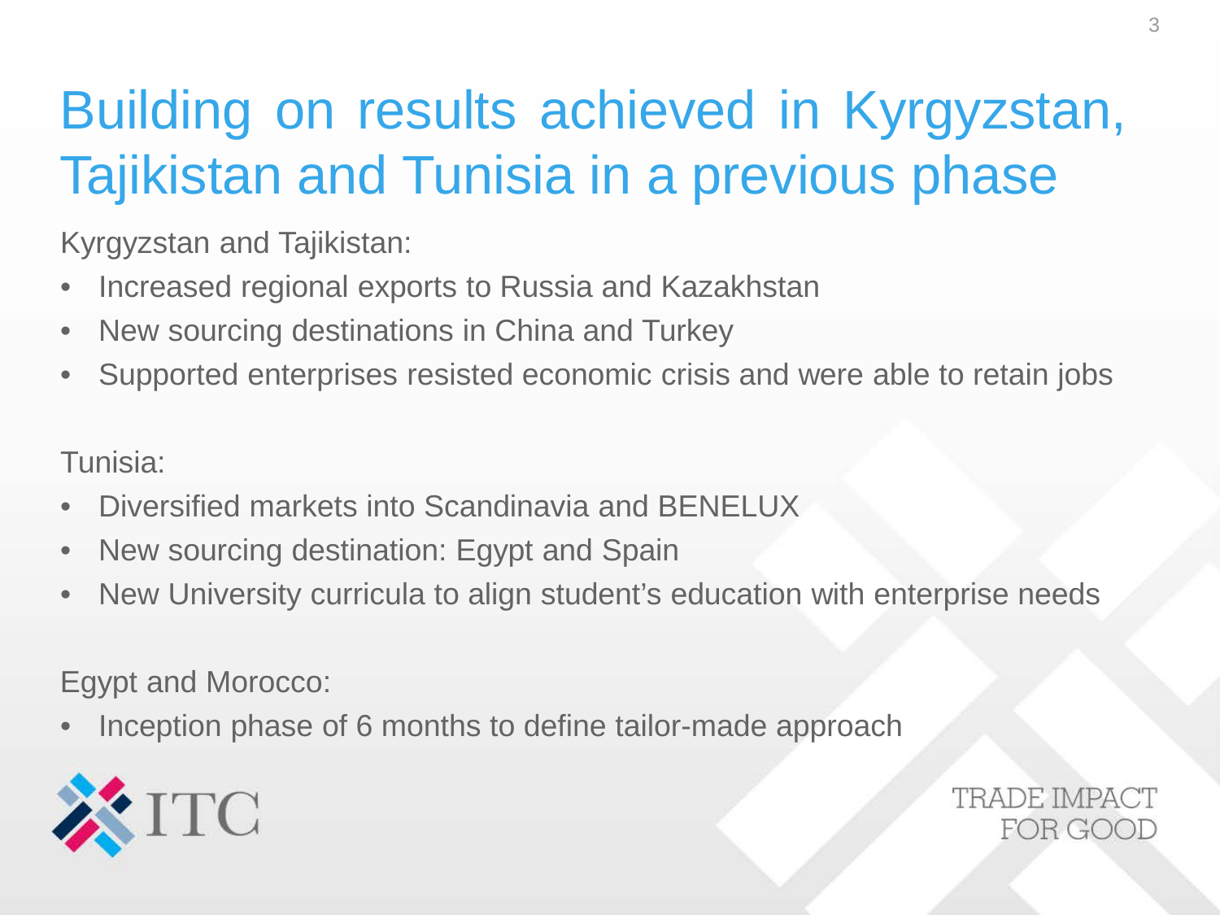# Building on results achieved in Kyrgyzstan, Tajikistan and Tunisia in a previous phase

Kyrgyzstan and Tajikistan:

- Increased regional exports to Russia and Kazakhstan
- New sourcing destinations in China and Turkey
- Supported enterprises resisted economic crisis and were able to retain jobs

Tunisia:

- Diversified markets into Scandinavia and BENELUX
- New sourcing destination: Egypt and Spain
- New University curricula to align student's education with enterprise needs

Egypt and Morocco:

- Inception phase of 6 months to define tailor-made approach

ITC

TRADE IMPACT FOR GOOD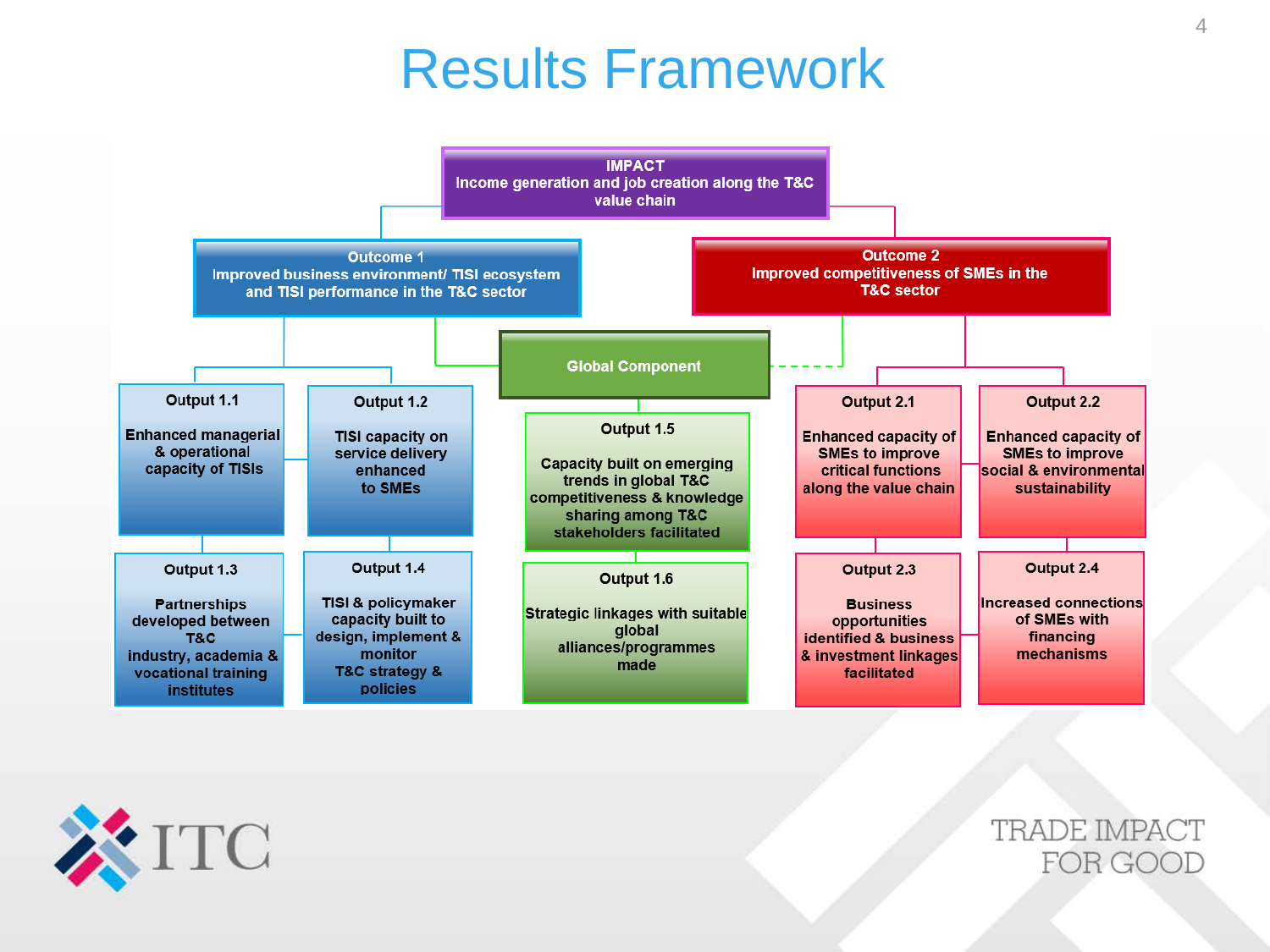# Results Framework

**IMPACT**
Income generation and job creation along the T&C value chain

**Outcome 1**
Improved business environment/ TISI ecosystem and TISI performance in the T&C sector

- **Output 1.1** – Enhanced managerial & operational capacity of TISIs
- **Output 1.2** – TISI capacity on service delivery enhanced to SMEs
- **Output 1.3** – Partnerships developed between T&C industry, academia & vocational training institutes
- **Output 1.4** – TISI & policymaker capacity built to design, implement & monitor T&C strategy & policies

**Global Component**

- **Output 1.5** – Capacity built on emerging trends in global T&C competitiveness & knowledge sharing among T&C stakeholders facilitated
- **Output 1.6** – Strategic linkages with suitable global alliances/programmes made

**Outcome 2**
Improved competitiveness of SMEs in the T&C sector

- **Output 2.1** – Enhanced capacity of SMEs to improve critical functions along the value chain
- **Output 2.2** – Enhanced capacity of SMEs to improve social & environmental sustainability
- **Output 2.3** – Business opportunities identified & business & investment linkages facilitated
- **Output 2.4** – Increased connections of SMEs with financing mechanisms

ITC

TRADE IMPACT FOR GOOD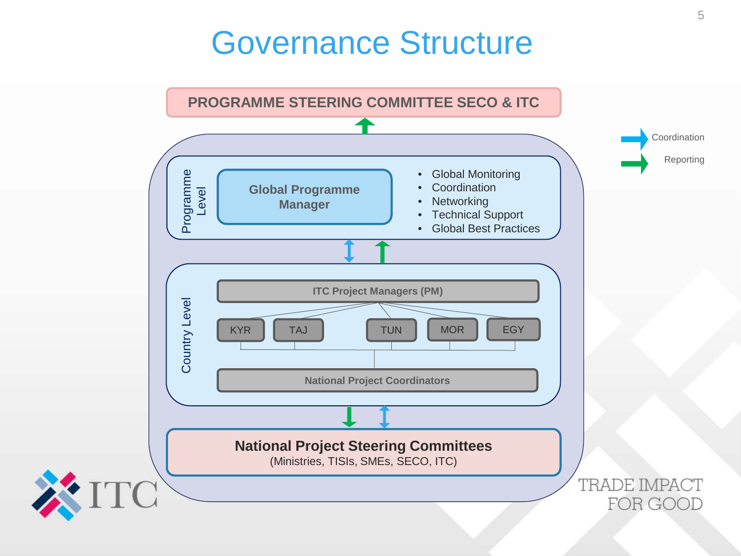# Governance Structure

**PROGRAMME STEERING COMMITTEE SECO & ITC**

**Programme Level**

**Global Programme Manager**

- Global Monitoring
- Coordination
- Networking
- Technical Support
- Global Best Practices

**Country Level**

**ITC Project Managers (PM)**

KYR | TAJ | TUN | MOR | EGY

**National Project Coordinators**

**National Project Steering Committees**
(Ministries, TISIs, SMEs, SECO, ITC)

Coordination

Reporting

ITC

TRADE IMPACT FOR GOOD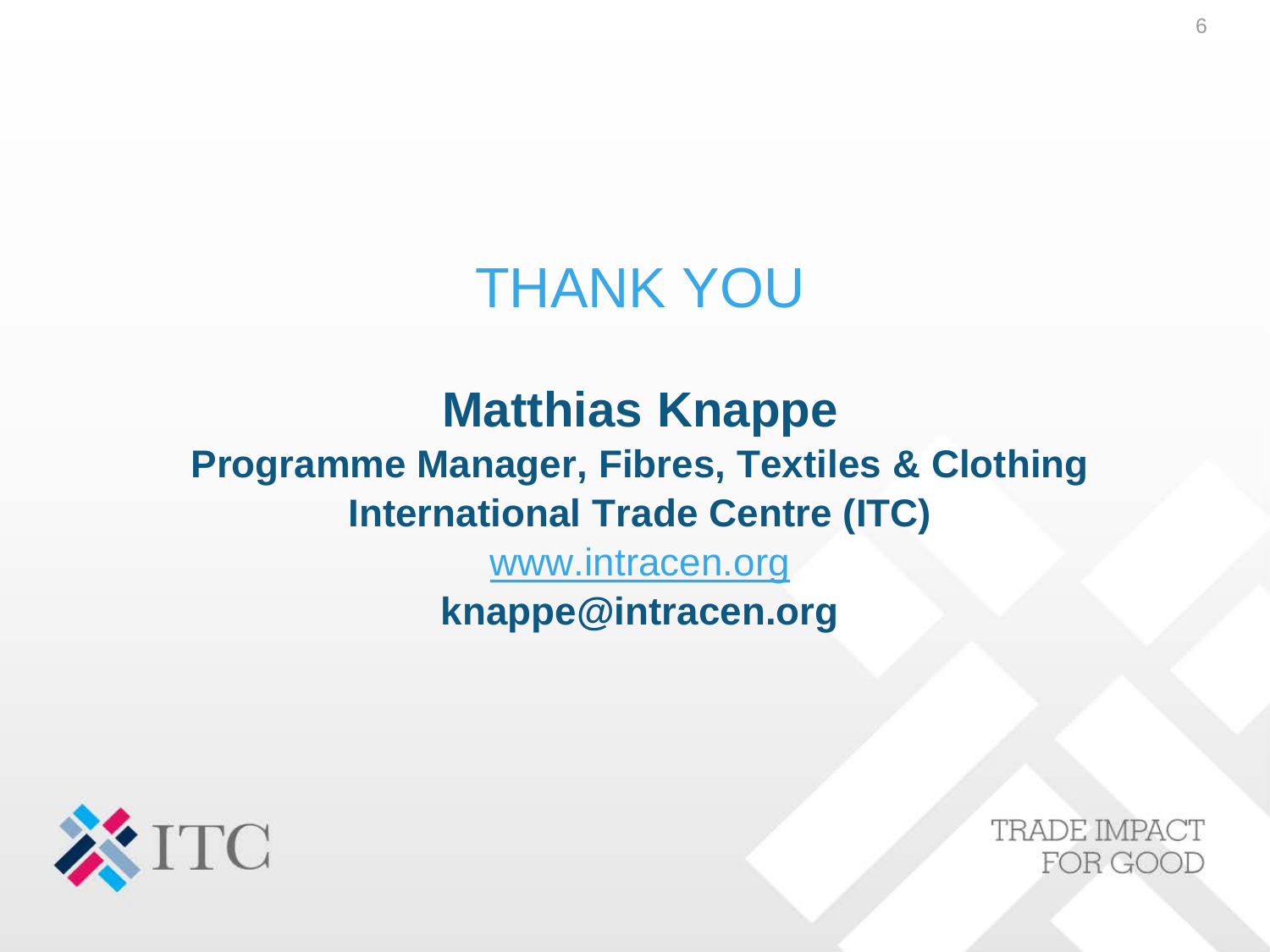# THANK YOU

**Matthias Knappe**

**Programme Manager, Fibres, Textiles & Clothing**

**International Trade Centre (ITC)**

www.intracen.org

**knappe@intracen.org**

ITC

TRADE IMPACT FOR GOOD